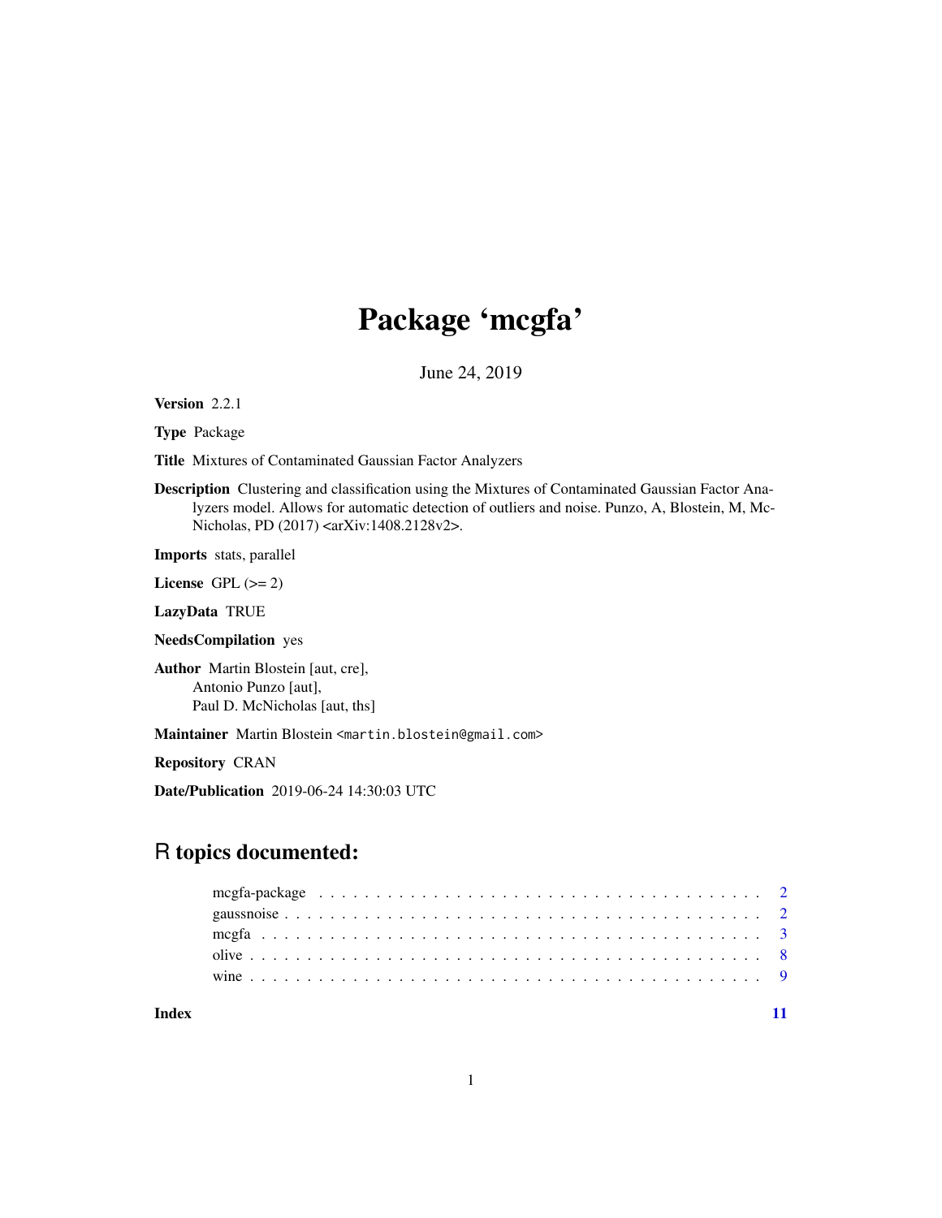# Package 'mcgfa'

June 24, 2019

**Version** 2.2.1

**Type** Package

**Title** Mixtures of Contaminated Gaussian Factor Analyzers

**Description** Clustering and classification using the Mixtures of Contaminated Gaussian Factor Analyzers model. Allows for automatic detection of outliers and noise. Punzo, A, Blostein, M, McNicholas, PD (2017) <arXiv:1408.2128v2>.

**Imports** stats, parallel

**License** GPL (>= 2)

**LazyData** TRUE

**NeedsCompilation** yes

**Author** Martin Blostein [aut, cre],
Antonio Punzo [aut],
Paul D. McNicholas [aut, ths]

**Maintainer** Martin Blostein <martin.blostein@gmail.com>

**Repository** CRAN

**Date/Publication** 2019-06-24 14:30:03 UTC

## R topics documented:

| | |
|---|---|
| mcgfa-package | 2 |
| gaussnoise | 2 |
| mcgfa | 3 |
| olive | 8 |
| wine | 9 |
| **Index** | **11** |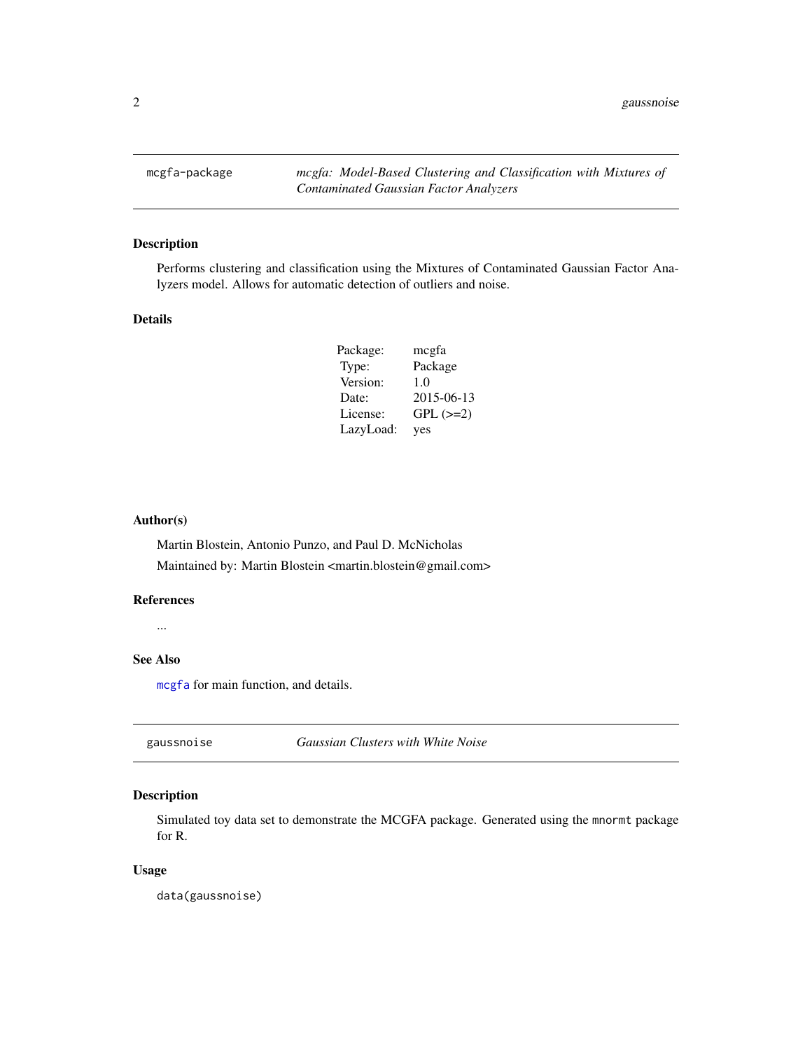## mcgfa-package — *mcgfa: Model-Based Clustering and Classification with Mixtures of Contaminated Gaussian Factor Analyzers*

### Description

Performs clustering and classification using the Mixtures of Contaminated Gaussian Factor Analyzers model. Allows for automatic detection of outliers and noise.

### Details

| | |
|---|---|
| Package: | mcgfa |
| Type: | Package |
| Version: | 1.0 |
| Date: | 2015-06-13 |
| License: | GPL (>=2) |
| LazyLoad: | yes |

### Author(s)

Martin Blostein, Antonio Punzo, and Paul D. McNicholas

Maintained by: Martin Blostein <martin.blostein@gmail.com>

### References

...

### See Also

`mcgfa` for main function, and details.

## gaussnoise — *Gaussian Clusters with White Noise*

### Description

Simulated toy data set to demonstrate the MCGFA package. Generated using the `mnormt` package for R.

### Usage

```
data(gaussnoise)
```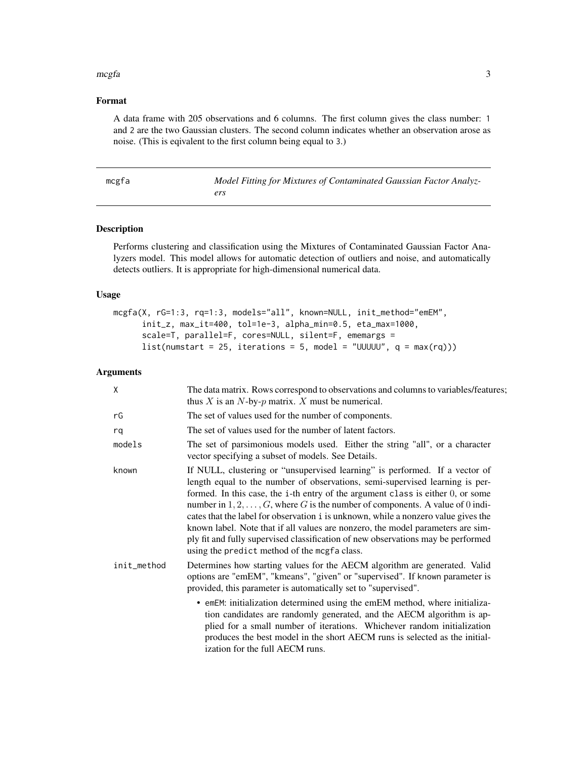### Format

A data frame with 205 observations and 6 columns. The first column gives the class number: 1 and 2 are the two Gaussian clusters. The second column indicates whether an observation arose as noise. (This is eqivalent to the first column being equal to 3.)

---

## mcgfa — *Model Fitting for Mixtures of Contaminated Gaussian Factor Analyzers*

---

### Description

Performs clustering and classification using the Mixtures of Contaminated Gaussian Factor Analyzers model. This model allows for automatic detection of outliers and noise, and automatically detects outliers. It is appropriate for high-dimensional numerical data.

### Usage

```
mcgfa(X, rG=1:3, rq=1:3, models="all", known=NULL, init_method="emEM",
      init_z, max_it=400, tol=1e-3, alpha_min=0.5, eta_max=1000,
      scale=T, parallel=F, cores=NULL, silent=F, ememargs =
      list(numstart = 25, iterations = 5, model = "UUUUU", q = max(rq)))
```

### Arguments

| | |
|---|---|
| `X` | The data matrix. Rows correspond to observations and columns to variables/features; thus $X$ is an $N$-by-$p$ matrix. $X$ must be numerical. |
| `rG` | The set of values used for the number of components. |
| `rq` | The set of values used for the number of latent factors. |
| `models` | The set of parsimonious models used. Either the string "all", or a character vector specifying a subset of models. See Details. |
| `known` | If NULL, clustering or "unsupervised learning" is performed. If a vector of length equal to the number of observations, semi-supervised learning is performed. In this case, the `i`-th entry of the argument `class` is either $0$, or some number in $1, 2, \ldots, G$, where $G$ is the number of components. A value of $0$ indicates that the label for observation `i` is unknown, while a nonzero value gives the known label. Note that if all values are nonzero, the model parameters are simply fit and fully supervised classification of new observations may be performed using the `predict` method of the `mcgfa` class. |
| `init_method` | Determines how starting values for the AECM algorithm are generated. Valid options are "emEM", "kmeans", "given" or "supervised". If `known` parameter is provided, this parameter is automatically set to "supervised". <br> • `emEM`: initialization determined using the emEM method, where initialization candidates are randomly generated, and the AECM algorithm is applied for a small number of iterations. Whichever random initialization produces the best model in the short AECM runs is selected as the initialization for the full AECM runs. |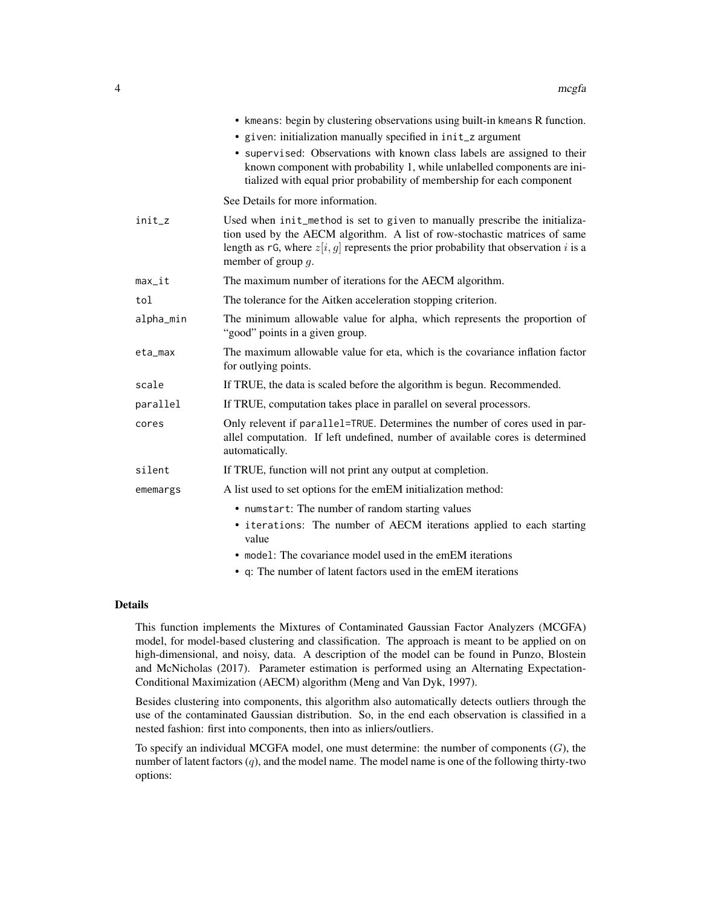- kmeans: begin by clustering observations using built-in kmeans R function.
- given: initialization manually specified in init_z argument
- supervised: Observations with known class labels are assigned to their known component with probability 1, while unlabelled components are initialized with equal prior probability of membership for each component

See Details for more information.

init_z
: Used when init_method is set to given to manually prescribe the initialization used by the AECM algorithm. A list of row-stochastic matrices of same length as rG, where $z[i, g]$ represents the prior probability that observation $i$ is a member of group $g$.

max_it
: The maximum number of iterations for the AECM algorithm.

tol
: The tolerance for the Aitken acceleration stopping criterion.

alpha_min
: The minimum allowable value for alpha, which represents the proportion of "good" points in a given group.

eta_max
: The maximum allowable value for eta, which is the covariance inflation factor for outlying points.

scale
: If TRUE, the data is scaled before the algorithm is begun. Recommended.

parallel
: If TRUE, computation takes place in parallel on several processors.

cores
: Only relevent if parallel=TRUE. Determines the number of cores used in parallel computation. If left undefined, number of available cores is determined automatically.

silent
: If TRUE, function will not print any output at completion.

ememargs
: A list used to set options for the emEM initialization method:

- numstart: The number of random starting values
- iterations: The number of AECM iterations applied to each starting value
- model: The covariance model used in the emEM iterations
- q: The number of latent factors used in the emEM iterations

## Details

This function implements the Mixtures of Contaminated Gaussian Factor Analyzers (MCGFA) model, for model-based clustering and classification. The approach is meant to be applied on on high-dimensional, and noisy, data. A description of the model can be found in Punzo, Blostein and McNicholas (2017). Parameter estimation is performed using an Alternating Expectation-Conditional Maximization (AECM) algorithm (Meng and Van Dyk, 1997).

Besides clustering into components, this algorithm also automatically detects outliers through the use of the contaminated Gaussian distribution. So, in the end each observation is classified in a nested fashion: first into components, then into as inliers/outliers.

To specify an individual MCGFA model, one must determine: the number of components ($G$), the number of latent factors ($q$), and the model name. The model name is one of the following thirty-two options: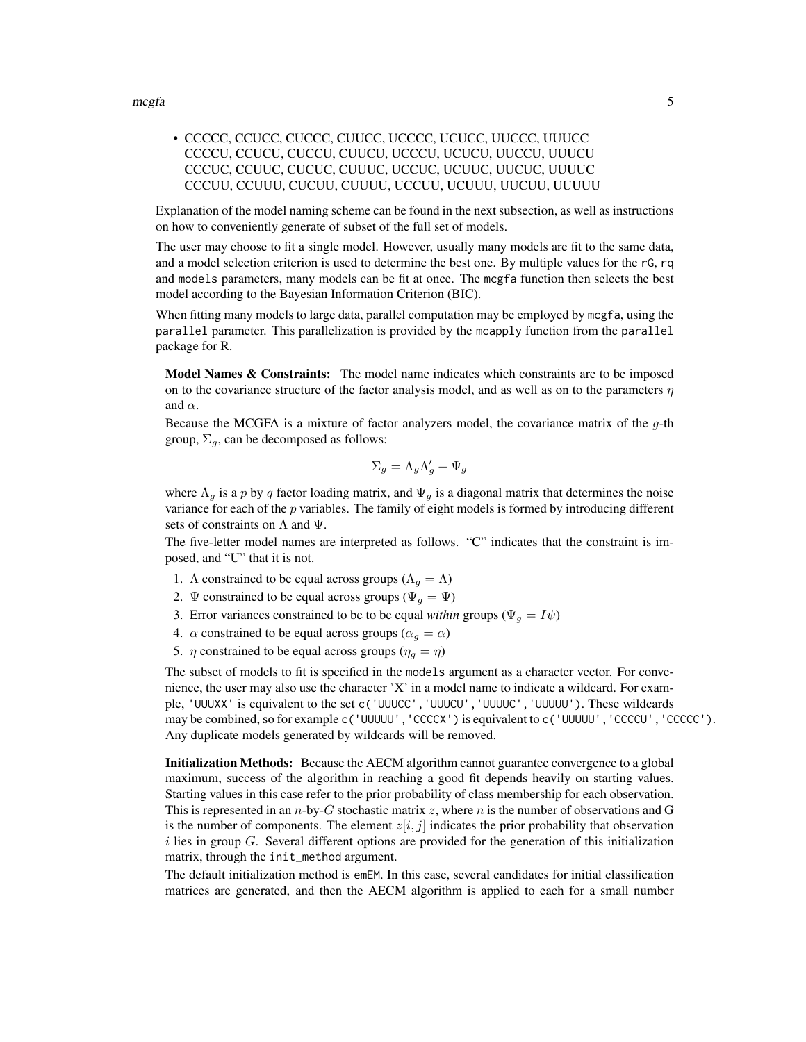- CCCCC, CCUCC, CUCCC, CUUCC, UCCCC, UCUCC, UUCCC, UUUCC
  CCCCU, CCUCU, CUCCU, CUUCU, UCCCU, UCUCU, UUCCU, UUUCU
  CCCUC, CCUUC, CUCUC, CUUUC, UCCUC, UCUUC, UUCUC, UUUUC
  CCCUU, CCUUU, CUCUU, CUUUU, UCCUU, UCUUU, UUCUU, UUUUU

Explanation of the model naming scheme can be found in the next subsection, as well as instructions on how to conveniently generate of subset of the full set of models.

The user may choose to fit a single model. However, usually many models are fit to the same data, and a model selection criterion is used to determine the best one. By multiple values for the `rG`, `rq` and `models` parameters, many models can be fit at once. The `mcgfa` function then selects the best model according to the Bayesian Information Criterion (BIC).

When fitting many models to large data, parallel computation may be employed by `mcgfa`, using the `parallel` parameter. This parallelization is provided by the `mcapply` function from the `parallel` package for R.

**Model Names & Constraints:** The model name indicates which constraints are to be imposed on to the covariance structure of the factor analysis model, and as well as on to the parameters $\eta$ and $\alpha$.

Because the MCGFA is a mixture of factor analyzers model, the covariance matrix of the $g$-th group, $\Sigma_g$, can be decomposed as follows:

$$\Sigma_g = \Lambda_g \Lambda_g' + \Psi_g$$

where $\Lambda_g$ is a $p$ by $q$ factor loading matrix, and $\Psi_g$ is a diagonal matrix that determines the noise variance for each of the $p$ variables. The family of eight models is formed by introducing different sets of constraints on $\Lambda$ and $\Psi$.

The five-letter model names are interpreted as follows. "C" indicates that the constraint is imposed, and "U" that it is not.

1. $\Lambda$ constrained to be equal across groups ($\Lambda_g = \Lambda$)
2. $\Psi$ constrained to be equal across groups ($\Psi_g = \Psi$)
3. Error variances constrained to be to be equal *within* groups ($\Psi_g = I\psi$)
4. $\alpha$ constrained to be equal across groups ($\alpha_g = \alpha$)
5. $\eta$ constrained to be equal across groups ($\eta_g = \eta$)

The subset of models to fit is specified in the `models` argument as a character vector. For convenience, the user may also use the character 'X' in a model name to indicate a wildcard. For example, `'UUUXX'` is equivalent to the set `c('UUUCC','UUUCU','UUUUC','UUUUU')`. These wildcards may be combined, so for example `c('UUUUU','CCCCX')` is equivalent to `c('UUUUU','CCCCU','CCCCC')`. Any duplicate models generated by wildcards will be removed.

**Initialization Methods:** Because the AECM algorithm cannot guarantee convergence to a global maximum, success of the algorithm in reaching a good fit depends heavily on starting values. Starting values in this case refer to the prior probability of class membership for each observation. This is represented in an $n$-by-$G$ stochastic matrix $z$, where $n$ is the number of observations and G is the number of components. The element $z[i, j]$ indicates the prior probability that observation $i$ lies in group $G$. Several different options are provided for the generation of this initialization matrix, through the `init_method` argument.

The default initialization method is `emEM`. In this case, several candidates for initial classification matrices are generated, and then the AECM algorithm is applied to each for a small number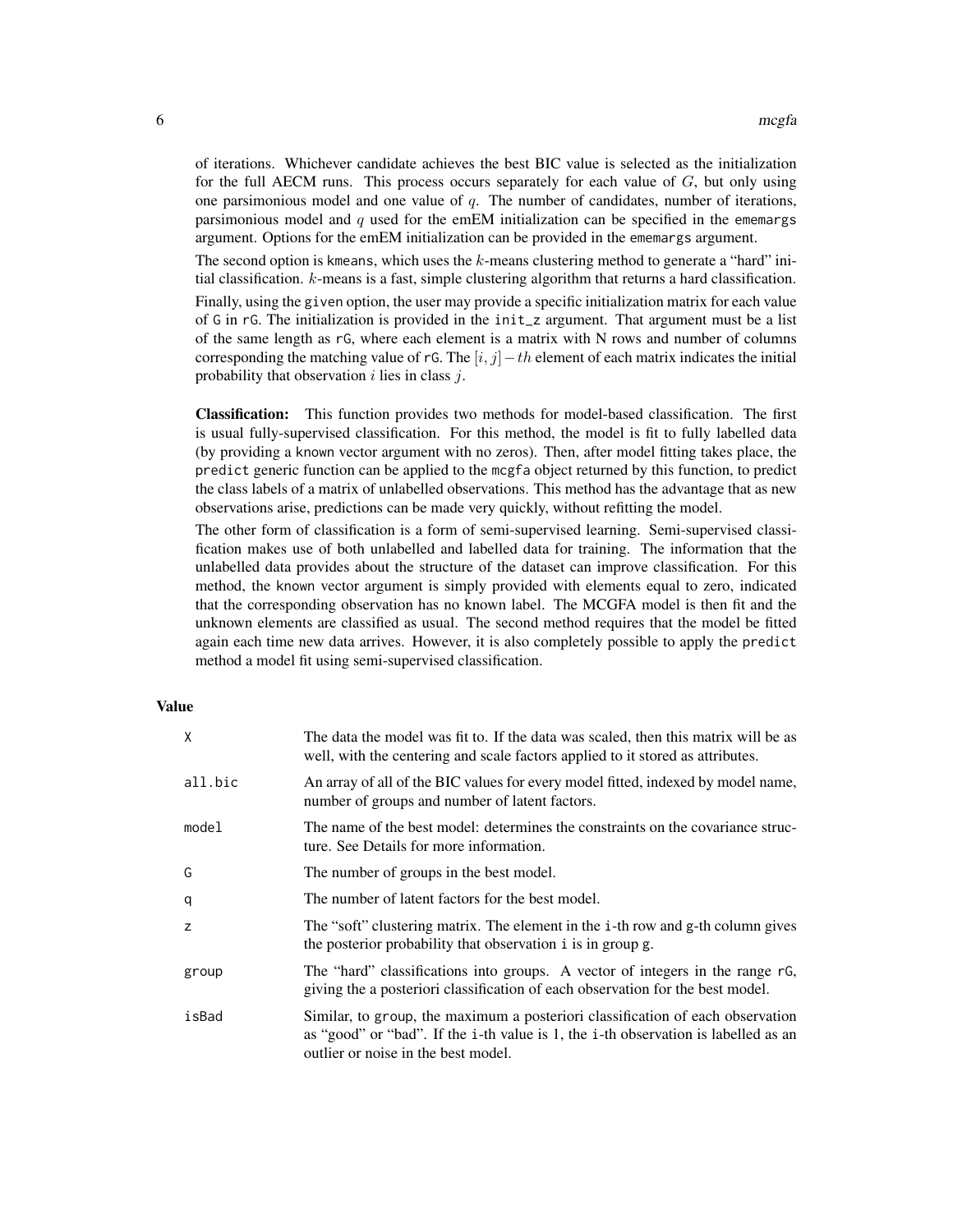of iterations. Whichever candidate achieves the best BIC value is selected as the initialization for the full AECM runs. This process occurs separately for each value of $G$, but only using one parsimonious model and one value of $q$. The number of candidates, number of iterations, parsimonious model and $q$ used for the emEM initialization can be specified in the `ememargs` argument. Options for the emEM initialization can be provided in the `ememargs` argument.

The second option is `kmeans`, which uses the $k$-means clustering method to generate a "hard" initial classification. $k$-means is a fast, simple clustering algorithm that returns a hard classification.

Finally, using the `given` option, the user may provide a specific initialization matrix for each value of `G` in `rG`. The initialization is provided in the `init_z` argument. That argument must be a list of the same length as `rG`, where each element is a matrix with N rows and number of columns corresponding the matching value of `rG`. The $[i, j] - th$ element of each matrix indicates the initial probability that observation $i$ lies in class $j$.

**Classification:** This function provides two methods for model-based classification. The first is usual fully-supervised classification. For this method, the model is fit to fully labelled data (by providing a `known` vector argument with no zeros). Then, after model fitting takes place, the `predict` generic function can be applied to the `mcgfa` object returned by this function, to predict the class labels of a matrix of unlabelled observations. This method has the advantage that as new observations arise, predictions can be made very quickly, without refitting the model.

The other form of classification is a form of semi-supervised learning. Semi-supervised classification makes use of both unlabelled and labelled data for training. The information that the unlabelled data provides about the structure of the dataset can improve classification. For this method, the `known` vector argument is simply provided with elements equal to zero, indicated that the corresponding observation has no known label. The MCGFA model is then fit and the unknown elements are classified as usual. The second method requires that the model be fitted again each time new data arrives. However, it is also completely possible to apply the `predict` method a model fit using semi-supervised classification.

## Value

| | |
|---|---|
| `X` | The data the model was fit to. If the data was scaled, then this matrix will be as well, with the centering and scale factors applied to it stored as attributes. |
| `all.bic` | An array of all of the BIC values for every model fitted, indexed by model name, number of groups and number of latent factors. |
| `model` | The name of the best model: determines the constraints on the covariance structure. See Details for more information. |
| `G` | The number of groups in the best model. |
| `q` | The number of latent factors for the best model. |
| `z` | The "soft" clustering matrix. The element in the `i`-th row and `g`-th column gives the posterior probability that observation `i` is in group `g`. |
| `group` | The "hard" classifications into groups. A vector of integers in the range `rG`, giving the a posteriori classification of each observation for the best model. |
| `isBad` | Similar, to `group`, the maximum a posteriori classification of each observation as "good" or "bad". If the `i`-th value is 1, the `i`-th observation is labelled as an outlier or noise in the best model. |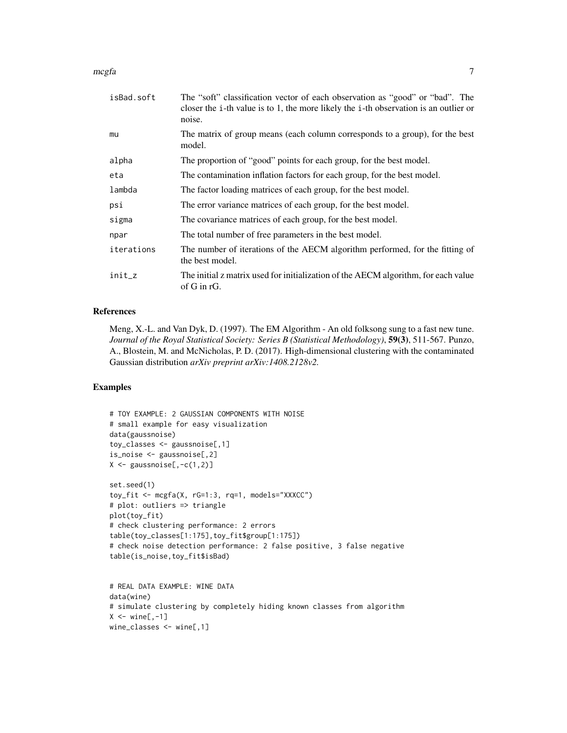| | |
|---|---|
| isBad.soft | The "soft" classification vector of each observation as "good" or "bad". The closer the i-th value is to 1, the more likely the i-th observation is an outlier or noise. |
| mu | The matrix of group means (each column corresponds to a group), for the best model. |
| alpha | The proportion of "good" points for each group, for the best model. |
| eta | The contamination inflation factors for each group, for the best model. |
| lambda | The factor loading matrices of each group, for the best model. |
| psi | The error variance matrices of each group, for the best model. |
| sigma | The covariance matrices of each group, for the best model. |
| npar | The total number of free parameters in the best model. |
| iterations | The number of iterations of the AECM algorithm performed, for the fitting of the best model. |
| init_z | The initial z matrix used for initialization of the AECM algorithm, for each value of G in rG. |

## References

Meng, X.-L. and Van Dyk, D. (1997). The EM Algorithm - An old folksong sung to a fast new tune. *Journal of the Royal Statistical Society: Series B (Statistical Methodology)*, **59(3)**, 511-567. Punzo, A., Blostein, M. and McNicholas, P. D. (2017). High-dimensional clustering with the contaminated Gaussian distribution *arXiv preprint arXiv:1408.2128v2.*

## Examples

```
# TOY EXAMPLE: 2 GAUSSIAN COMPONENTS WITH NOISE
# small example for easy visualization
data(gaussnoise)
toy_classes <- gaussnoise[,1]
is_noise <- gaussnoise[,2]
X <- gaussnoise[,-c(1,2)]

set.seed(1)
toy_fit <- mcgfa(X, rG=1:3, rq=1, models="XXXCC")
# plot: outliers => triangle
plot(toy_fit)
# check clustering performance: 2 errors
table(toy_classes[1:175],toy_fit$group[1:175])
# check noise detection performance: 2 false positive, 3 false negative
table(is_noise,toy_fit$isBad)


# REAL DATA EXAMPLE: WINE DATA
data(wine)
# simulate clustering by completely hiding known classes from algorithm
X <- wine[,-1]
wine_classes <- wine[,1]
```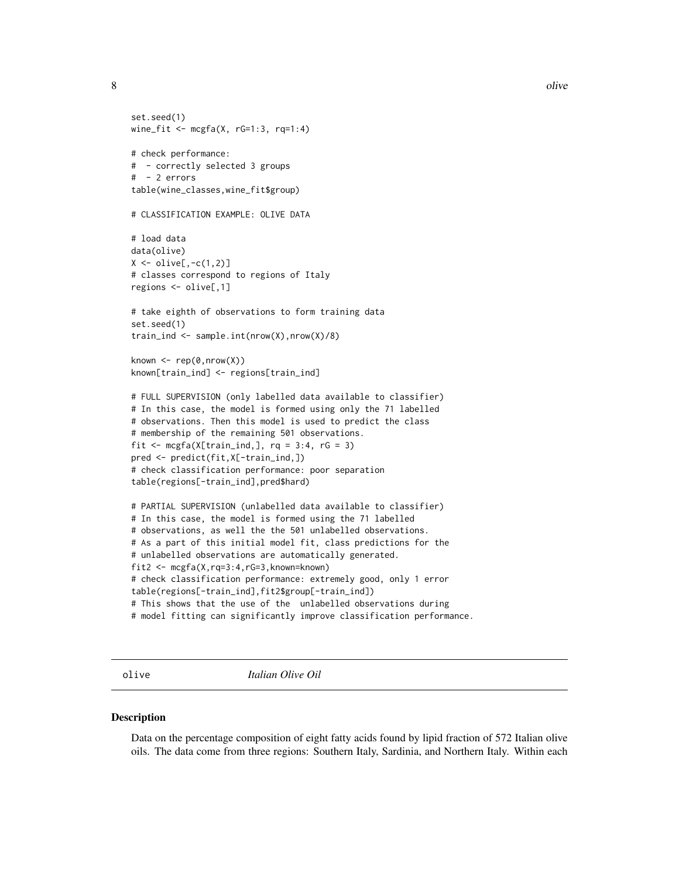```
set.seed(1)
wine_fit <- mcgfa(X, rG=1:3, rq=1:4)

# check performance:
#  - correctly selected 3 groups
#  - 2 errors
table(wine_classes,wine_fit$group)

# CLASSIFICATION EXAMPLE: OLIVE DATA

# load data
data(olive)
X <- olive[,-c(1,2)]
# classes correspond to regions of Italy
regions <- olive[,1]

# take eighth of observations to form training data
set.seed(1)
train_ind <- sample.int(nrow(X),nrow(X)/8)

known <- rep(0,nrow(X))
known[train_ind] <- regions[train_ind]

# FULL SUPERVISION (only labelled data available to classifier)
# In this case, the model is formed using only the 71 labelled
# observations. Then this model is used to predict the class
# membership of the remaining 501 observations.
fit <- mcgfa(X[train_ind,], rq = 3:4, rG = 3)
pred <- predict(fit,X[-train_ind,])
# check classification performance: poor separation
table(regions[-train_ind],pred$hard)

# PARTIAL SUPERVISION (unlabelled data available to classifier)
# In this case, the model is formed using the 71 labelled
# observations, as well the the 501 unlabelled observations.
# As a part of this initial model fit, class predictions for the
# unlabelled observations are automatically generated.
fit2 <- mcgfa(X,rq=3:4,rG=3,known=known)
# check classification performance: extremely good, only 1 error
table(regions[-train_ind],fit2$group[-train_ind])
# This shows that the use of the  unlabelled observations during
# model fitting can significantly improve classification performance.
```

---

olive        *Italian Olive Oil*

---

## Description

Data on the percentage composition of eight fatty acids found by lipid fraction of 572 Italian olive oils. The data come from three regions: Southern Italy, Sardinia, and Northern Italy. Within each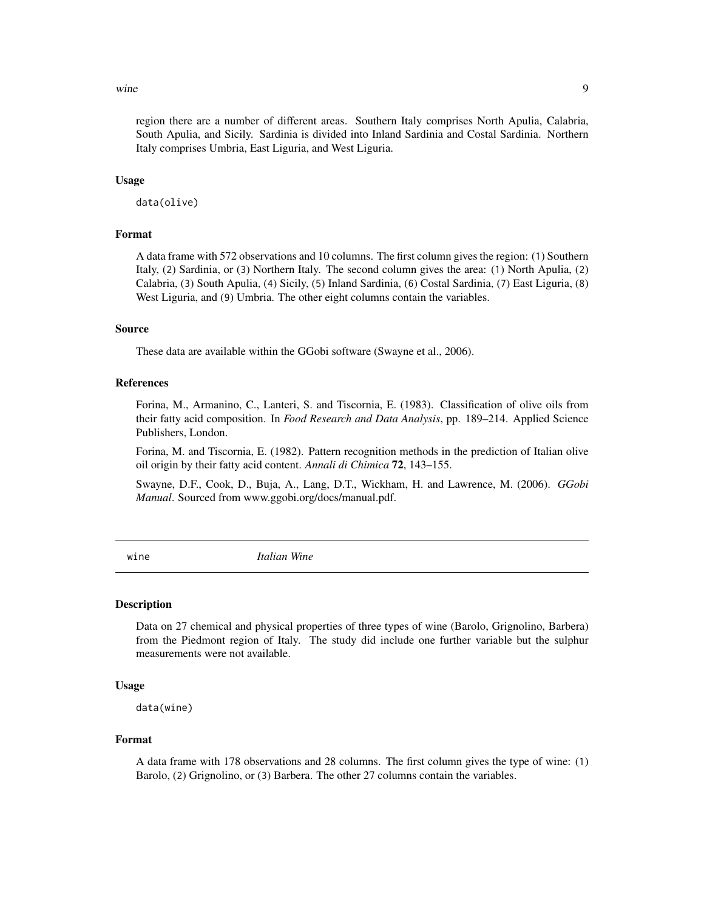region there are a number of different areas. Southern Italy comprises North Apulia, Calabria, South Apulia, and Sicily. Sardinia is divided into Inland Sardinia and Costal Sardinia. Northern Italy comprises Umbria, East Liguria, and West Liguria.

### Usage

```
data(olive)
```

### Format

A data frame with 572 observations and 10 columns. The first column gives the region: (1) Southern Italy, (2) Sardinia, or (3) Northern Italy. The second column gives the area: (1) North Apulia, (2) Calabria, (3) South Apulia, (4) Sicily, (5) Inland Sardinia, (6) Costal Sardinia, (7) East Liguria, (8) West Liguria, and (9) Umbria. The other eight columns contain the variables.

### Source

These data are available within the GGobi software (Swayne et al., 2006).

### References

Forina, M., Armanino, C., Lanteri, S. and Tiscornia, E. (1983). Classification of olive oils from their fatty acid composition. In *Food Research and Data Analysis*, pp. 189–214. Applied Science Publishers, London.

Forina, M. and Tiscornia, E. (1982). Pattern recognition methods in the prediction of Italian olive oil origin by their fatty acid content. *Annali di Chimica* **72**, 143–155.

Swayne, D.F., Cook, D., Buja, A., Lang, D.T., Wickham, H. and Lawrence, M. (2006). *GGobi Manual*. Sourced from www.ggobi.org/docs/manual.pdf.

---

## wine — *Italian Wine*

### Description

Data on 27 chemical and physical properties of three types of wine (Barolo, Grignolino, Barbera) from the Piedmont region of Italy. The study did include one further variable but the sulphur measurements were not available.

### Usage

```
data(wine)
```

### Format

A data frame with 178 observations and 28 columns. The first column gives the type of wine: (1) Barolo, (2) Grignolino, or (3) Barbera. The other 27 columns contain the variables.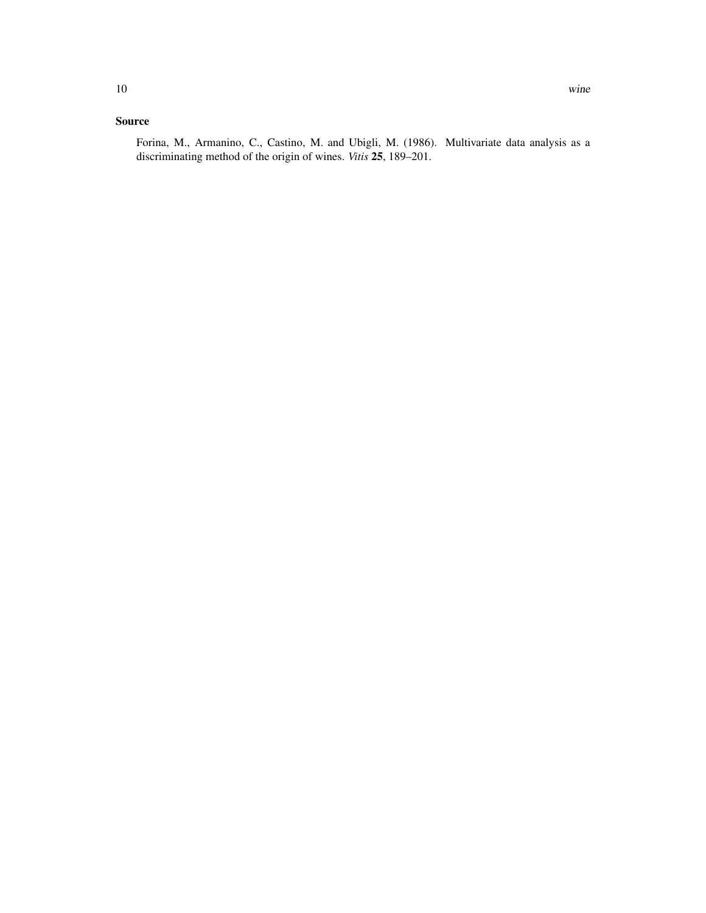### Source

Forina, M., Armanino, C., Castino, M. and Ubigli, M. (1986). Multivariate data analysis as a discriminating method of the origin of wines. *Vitis* **25**, 189–201.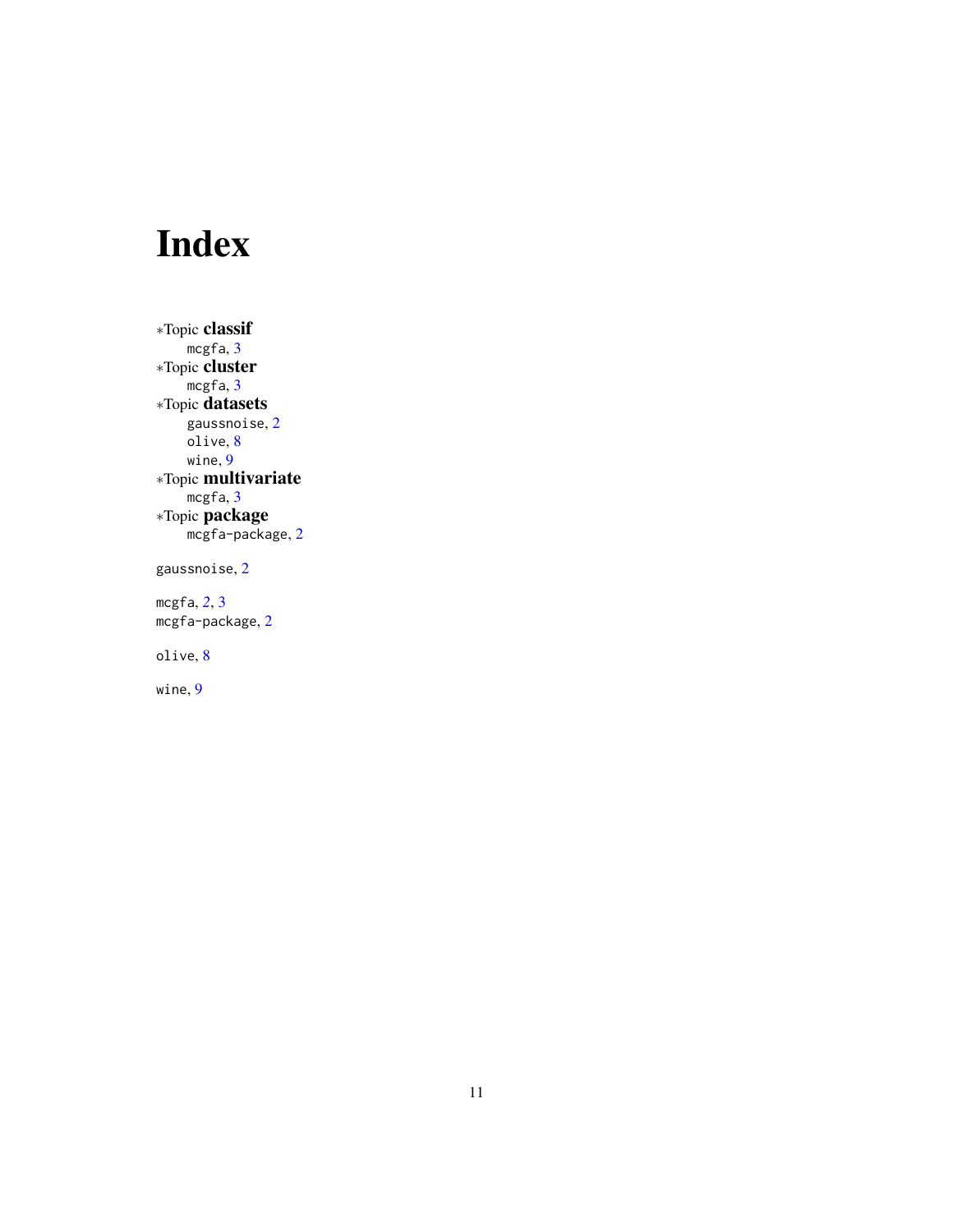# Index

∗Topic **classif**
  mcgfa, 3
∗Topic **cluster**
  mcgfa, 3
∗Topic **datasets**
  gaussnoise, 2
  olive, 8
  wine, 9
∗Topic **multivariate**
  mcgfa, 3
∗Topic **package**
  mcgfa-package, 2

gaussnoise, 2

mcgfa, *2*, 3
mcgfa-package, 2

olive, 8

wine, 9